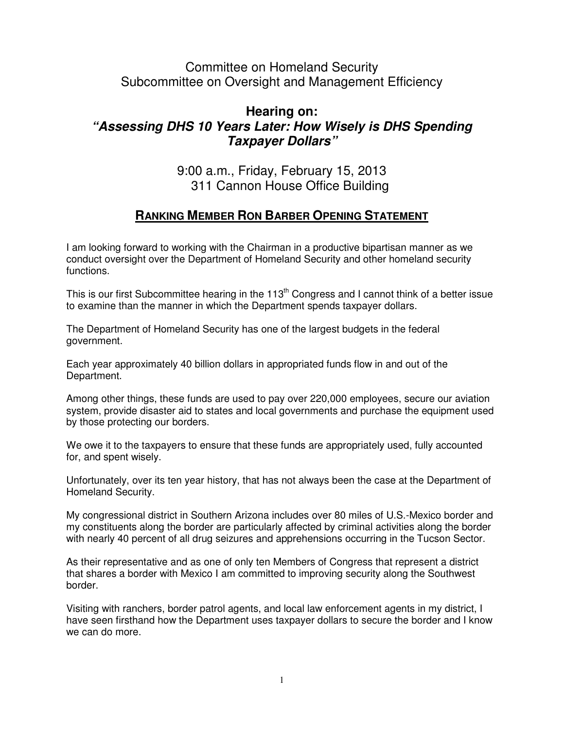# Committee on Homeland Security
## Subcommittee on Oversight and Management Efficiency

## Hearing on:
## *"Assessing DHS 10 Years Later: How Wisely is DHS Spending Taxpayer Dollars"*

9:00 a.m., Friday, February 15, 2013
311 Cannon House Office Building

### RANKING MEMBER RON BARBER OPENING STATEMENT

I am looking forward to working with the Chairman in a productive bipartisan manner as we conduct oversight over the Department of Homeland Security and other homeland security functions.

This is our first Subcommittee hearing in the 113th Congress and I cannot think of a better issue to examine than the manner in which the Department spends taxpayer dollars.

The Department of Homeland Security has one of the largest budgets in the federal government.

Each year approximately 40 billion dollars in appropriated funds flow in and out of the Department.

Among other things, these funds are used to pay over 220,000 employees, secure our aviation system, provide disaster aid to states and local governments and purchase the equipment used by those protecting our borders.

We owe it to the taxpayers to ensure that these funds are appropriately used, fully accounted for, and spent wisely.

Unfortunately, over its ten year history, that has not always been the case at the Department of Homeland Security.

My congressional district in Southern Arizona includes over 80 miles of U.S.-Mexico border and my constituents along the border are particularly affected by criminal activities along the border with nearly 40 percent of all drug seizures and apprehensions occurring in the Tucson Sector.

As their representative and as one of only ten Members of Congress that represent a district that shares a border with Mexico I am committed to improving security along the Southwest border.

Visiting with ranchers, border patrol agents, and local law enforcement agents in my district, I have seen firsthand how the Department uses taxpayer dollars to secure the border and I know we can do more.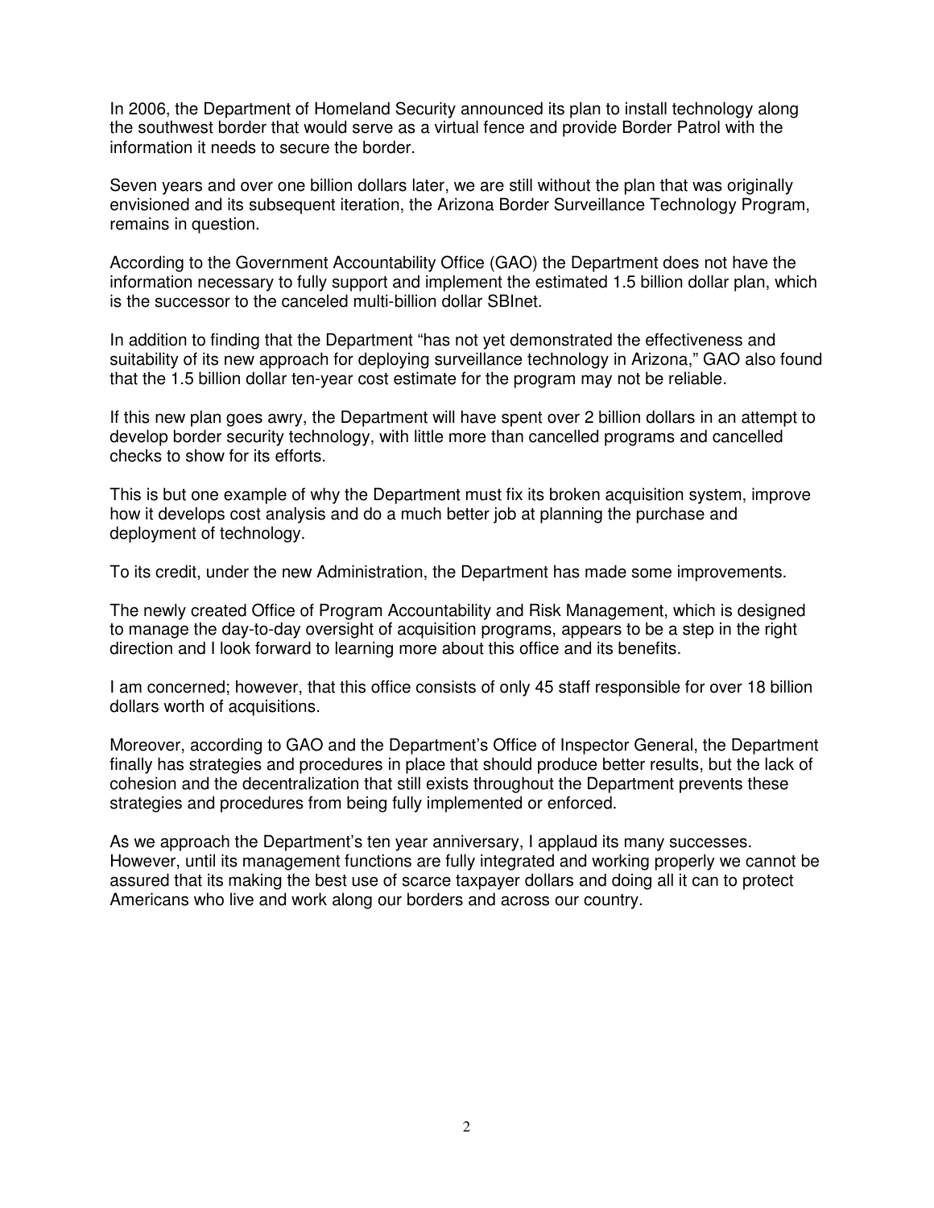In 2006, the Department of Homeland Security announced its plan to install technology along the southwest border that would serve as a virtual fence and provide Border Patrol with the information it needs to secure the border.

Seven years and over one billion dollars later, we are still without the plan that was originally envisioned and its subsequent iteration, the Arizona Border Surveillance Technology Program, remains in question.

According to the Government Accountability Office (GAO) the Department does not have the information necessary to fully support and implement the estimated 1.5 billion dollar plan, which is the successor to the canceled multi-billion dollar SBInet.

In addition to finding that the Department "has not yet demonstrated the effectiveness and suitability of its new approach for deploying surveillance technology in Arizona," GAO also found that the 1.5 billion dollar ten-year cost estimate for the program may not be reliable.

If this new plan goes awry, the Department will have spent over 2 billion dollars in an attempt to develop border security technology, with little more than cancelled programs and cancelled checks to show for its efforts.

This is but one example of why the Department must fix its broken acquisition system, improve how it develops cost analysis and do a much better job at planning the purchase and deployment of technology.

To its credit, under the new Administration, the Department has made some improvements.

The newly created Office of Program Accountability and Risk Management, which is designed to manage the day-to-day oversight of acquisition programs, appears to be a step in the right direction and I look forward to learning more about this office and its benefits.

I am concerned; however, that this office consists of only 45 staff responsible for over 18 billion dollars worth of acquisitions.

Moreover, according to GAO and the Department's Office of Inspector General, the Department finally has strategies and procedures in place that should produce better results, but the lack of cohesion and the decentralization that still exists throughout the Department prevents these strategies and procedures from being fully implemented or enforced.

As we approach the Department's ten year anniversary, I applaud its many successes. However, until its management functions are fully integrated and working properly we cannot be assured that its making the best use of scarce taxpayer dollars and doing all it can to protect Americans who live and work along our borders and across our country.